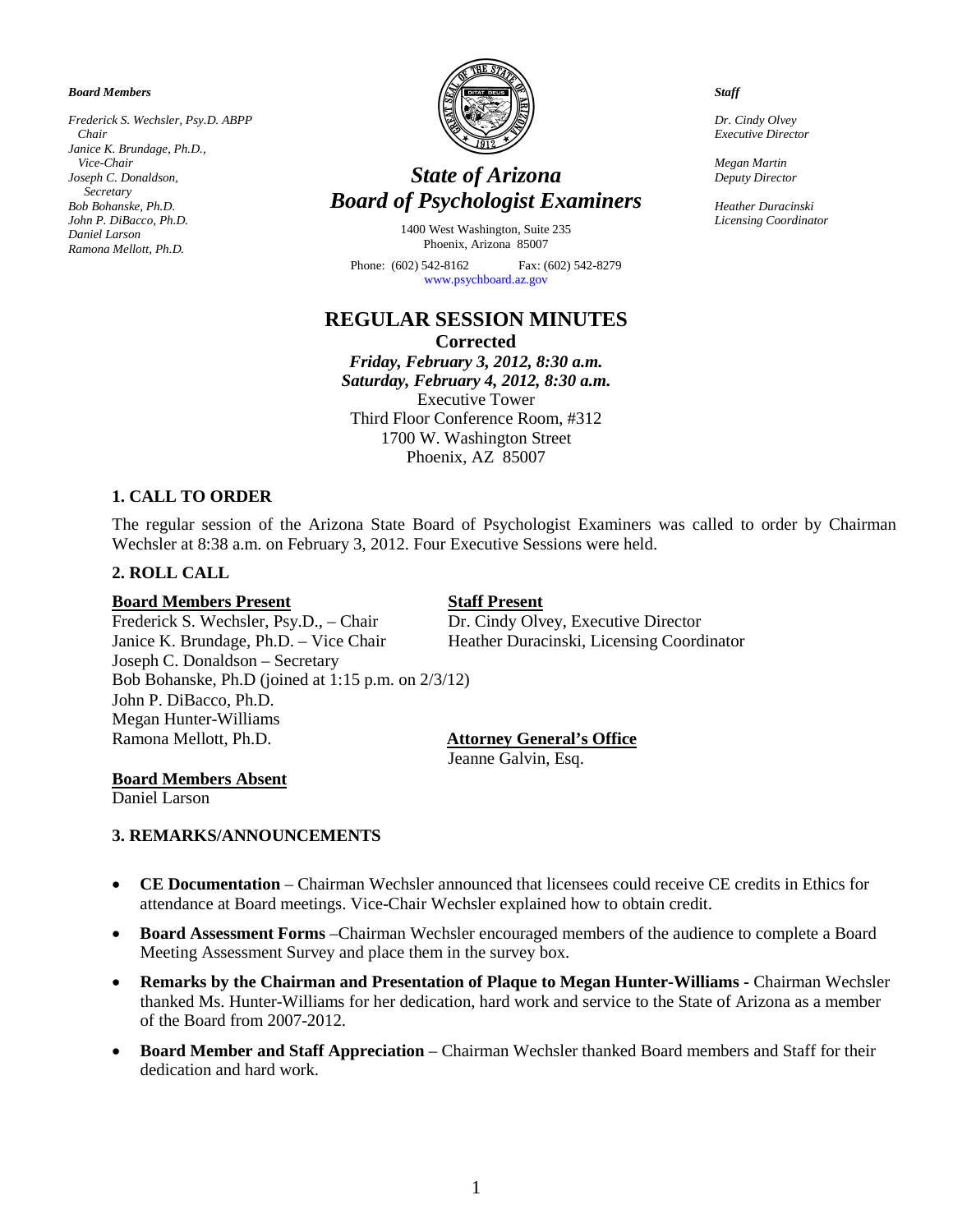*Board Members*

*Frederick S. Wechsler, Psy.D. ABPP*
*Chair*
*Janice K. Brundage, Ph.D.,*
*Vice-Chair*
*Joseph C. Donaldson,*
*Secretary*
*Bob Bohanske, Ph.D.*
*John P. DiBacco, Ph.D.*
*Daniel Larson*
*Ramona Mellott, Ph.D.*

# *State of Arizona*
# *Board of Psychologist Examiners*

1400 West Washington, Suite 235
Phoenix, Arizona 85007

Phone: (602) 542-8162 Fax: (602) 542-8279
www.psychboard.az.gov

*Staff*

*Dr. Cindy Olvey*
*Executive Director*

*Megan Martin*
*Deputy Director*

*Heather Duracinski*
*Licensing Coordinator*

## REGULAR SESSION MINUTES

**Corrected**

***Friday, February 3, 2012, 8:30 a.m.***
***Saturday, February 4, 2012, 8:30 a.m.***
Executive Tower
Third Floor Conference Room, #312
1700 W. Washington Street
Phoenix, AZ 85007

### 1. CALL TO ORDER

The regular session of the Arizona State Board of Psychologist Examiners was called to order by Chairman Wechsler at 8:38 a.m. on February 3, 2012. Four Executive Sessions were held.

### 2. ROLL CALL

**Board Members Present**
Frederick S. Wechsler, Psy.D., – Chair
Janice K. Brundage, Ph.D. – Vice Chair
Joseph C. Donaldson – Secretary
Bob Bohanske, Ph.D (joined at 1:15 p.m. on 2/3/12)
John P. DiBacco, Ph.D.
Megan Hunter-Williams
Ramona Mellott, Ph.D.

**Staff Present**
Dr. Cindy Olvey, Executive Director
Heather Duracinski, Licensing Coordinator

**Attorney General's Office**
Jeanne Galvin, Esq.

**Board Members Absent**
Daniel Larson

### 3. REMARKS/ANNOUNCEMENTS

- **CE Documentation** – Chairman Wechsler announced that licensees could receive CE credits in Ethics for attendance at Board meetings. Vice-Chair Wechsler explained how to obtain credit.
- **Board Assessment Forms** –Chairman Wechsler encouraged members of the audience to complete a Board Meeting Assessment Survey and place them in the survey box.
- **Remarks by the Chairman and Presentation of Plaque to Megan Hunter-Williams** - Chairman Wechsler thanked Ms. Hunter-Williams for her dedication, hard work and service to the State of Arizona as a member of the Board from 2007-2012.
- **Board Member and Staff Appreciation** – Chairman Wechsler thanked Board members and Staff for their dedication and hard work.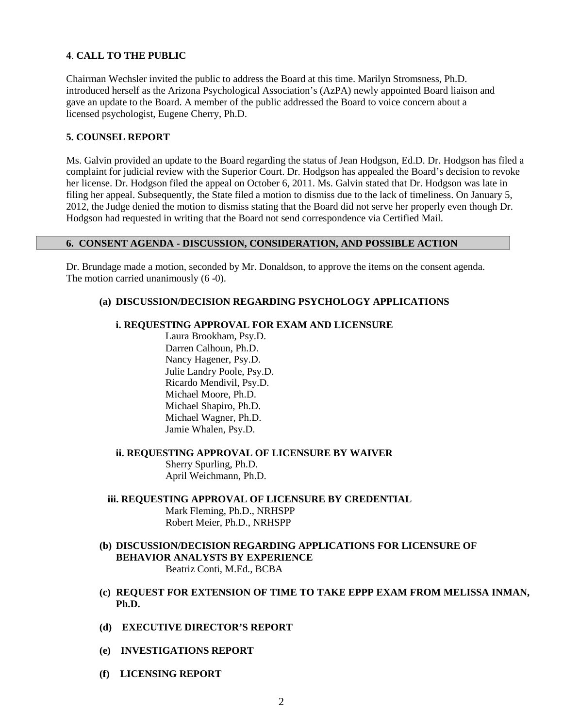## 4. CALL TO THE PUBLIC

Chairman Wechsler invited the public to address the Board at this time. Marilyn Stromsness, Ph.D. introduced herself as the Arizona Psychological Association's (AzPA) newly appointed Board liaison and gave an update to the Board. A member of the public addressed the Board to voice concern about a licensed psychologist, Eugene Cherry, Ph.D.

## 5. COUNSEL REPORT

Ms. Galvin provided an update to the Board regarding the status of Jean Hodgson, Ed.D. Dr. Hodgson has filed a complaint for judicial review with the Superior Court. Dr. Hodgson has appealed the Board's decision to revoke her license. Dr. Hodgson filed the appeal on October 6, 2011. Ms. Galvin stated that Dr. Hodgson was late in filing her appeal. Subsequently, the State filed a motion to dismiss due to the lack of timeliness. On January 5, 2012, the Judge denied the motion to dismiss stating that the Board did not serve her properly even though Dr. Hodgson had requested in writing that the Board not send correspondence via Certified Mail.

## 6. CONSENT AGENDA - DISCUSSION, CONSIDERATION, AND POSSIBLE ACTION

Dr. Brundage made a motion, seconded by Mr. Donaldson, to approve the items on the consent agenda. The motion carried unanimously (6 -0).

### (a) DISCUSSION/DECISION REGARDING PSYCHOLOGY APPLICATIONS

**i. REQUESTING APPROVAL FOR EXAM AND LICENSURE**

Laura Brookham, Psy.D.
Darren Calhoun, Ph.D.
Nancy Hagener, Psy.D.
Julie Landry Poole, Psy.D.
Ricardo Mendivil, Psy.D.
Michael Moore, Ph.D.
Michael Shapiro, Ph.D.
Michael Wagner, Ph.D.
Jamie Whalen, Psy.D.

**ii. REQUESTING APPROVAL OF LICENSURE BY WAIVER**

Sherry Spurling, Ph.D.
April Weichmann, Ph.D.

**iii. REQUESTING APPROVAL OF LICENSURE BY CREDENTIAL**

Mark Fleming, Ph.D., NRHSPP
Robert Meier, Ph.D., NRHSPP

### (b) DISCUSSION/DECISION REGARDING APPLICATIONS FOR LICENSURE OF BEHAVIOR ANALYSTS BY EXPERIENCE

Beatriz Conti, M.Ed., BCBA

### (c) REQUEST FOR EXTENSION OF TIME TO TAKE EPPP EXAM FROM MELISSA INMAN, Ph.D.

### (d) EXECUTIVE DIRECTOR'S REPORT

### (e) INVESTIGATIONS REPORT

### (f) LICENSING REPORT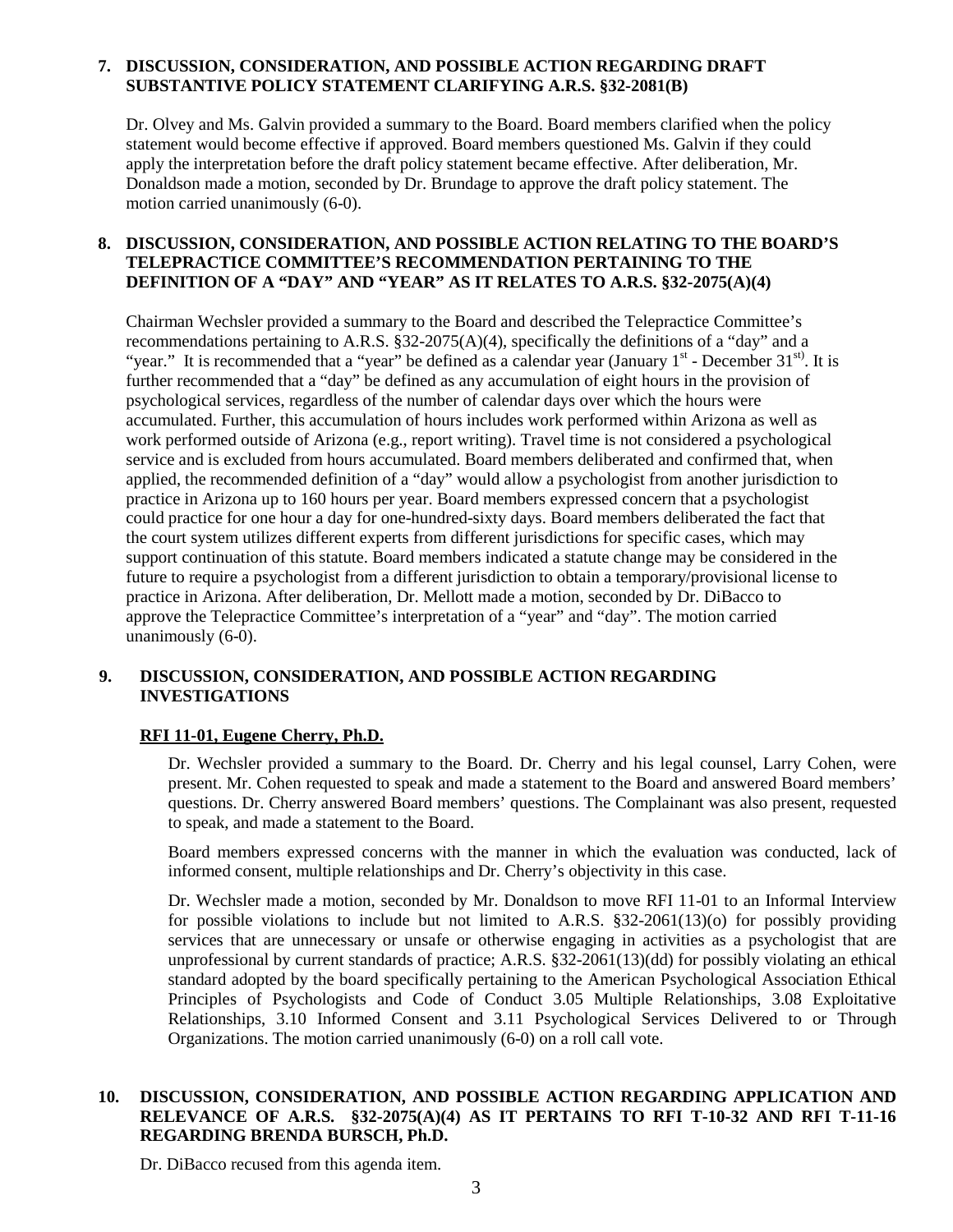**7. DISCUSSION, CONSIDERATION, AND POSSIBLE ACTION REGARDING DRAFT SUBSTANTIVE POLICY STATEMENT CLARIFYING A.R.S. §32-2081(B)**

Dr. Olvey and Ms. Galvin provided a summary to the Board. Board members clarified when the policy statement would become effective if approved. Board members questioned Ms. Galvin if they could apply the interpretation before the draft policy statement became effective. After deliberation, Mr. Donaldson made a motion, seconded by Dr. Brundage to approve the draft policy statement. The motion carried unanimously (6-0).

**8. DISCUSSION, CONSIDERATION, AND POSSIBLE ACTION RELATING TO THE BOARD'S TELEPRACTICE COMMITTEE'S RECOMMENDATION PERTAINING TO THE DEFINITION OF A "DAY" AND "YEAR" AS IT RELATES TO A.R.S. §32-2075(A)(4)**

Chairman Wechsler provided a summary to the Board and described the Telepractice Committee's recommendations pertaining to A.R.S. §32-2075(A)(4), specifically the definitions of a "day" and a "year." It is recommended that a "year" be defined as a calendar year (January 1st - December 31st). It is further recommended that a "day" be defined as any accumulation of eight hours in the provision of psychological services, regardless of the number of calendar days over which the hours were accumulated. Further, this accumulation of hours includes work performed within Arizona as well as work performed outside of Arizona (e.g., report writing). Travel time is not considered a psychological service and is excluded from hours accumulated. Board members deliberated and confirmed that, when applied, the recommended definition of a "day" would allow a psychologist from another jurisdiction to practice in Arizona up to 160 hours per year. Board members expressed concern that a psychologist could practice for one hour a day for one-hundred-sixty days. Board members deliberated the fact that the court system utilizes different experts from different jurisdictions for specific cases, which may support continuation of this statute. Board members indicated a statute change may be considered in the future to require a psychologist from a different jurisdiction to obtain a temporary/provisional license to practice in Arizona. After deliberation, Dr. Mellott made a motion, seconded by Dr. DiBacco to approve the Telepractice Committee's interpretation of a "year" and "day". The motion carried unanimously (6-0).

**9. DISCUSSION, CONSIDERATION, AND POSSIBLE ACTION REGARDING INVESTIGATIONS**

**RFI 11-01, Eugene Cherry, Ph.D.**

Dr. Wechsler provided a summary to the Board. Dr. Cherry and his legal counsel, Larry Cohen, were present. Mr. Cohen requested to speak and made a statement to the Board and answered Board members' questions. Dr. Cherry answered Board members' questions. The Complainant was also present, requested to speak, and made a statement to the Board.

Board members expressed concerns with the manner in which the evaluation was conducted, lack of informed consent, multiple relationships and Dr. Cherry's objectivity in this case.

Dr. Wechsler made a motion, seconded by Mr. Donaldson to move RFI 11-01 to an Informal Interview for possible violations to include but not limited to A.R.S. §32-2061(13)(o) for possibly providing services that are unnecessary or unsafe or otherwise engaging in activities as a psychologist that are unprofessional by current standards of practice; A.R.S. §32-2061(13)(dd) for possibly violating an ethical standard adopted by the board specifically pertaining to the American Psychological Association Ethical Principles of Psychologists and Code of Conduct 3.05 Multiple Relationships, 3.08 Exploitative Relationships, 3.10 Informed Consent and 3.11 Psychological Services Delivered to or Through Organizations. The motion carried unanimously (6-0) on a roll call vote.

**10. DISCUSSION, CONSIDERATION, AND POSSIBLE ACTION REGARDING APPLICATION AND RELEVANCE OF A.R.S. §32-2075(A)(4) AS IT PERTAINS TO RFI T-10-32 AND RFI T-11-16 REGARDING BRENDA BURSCH, Ph.D.**

Dr. DiBacco recused from this agenda item.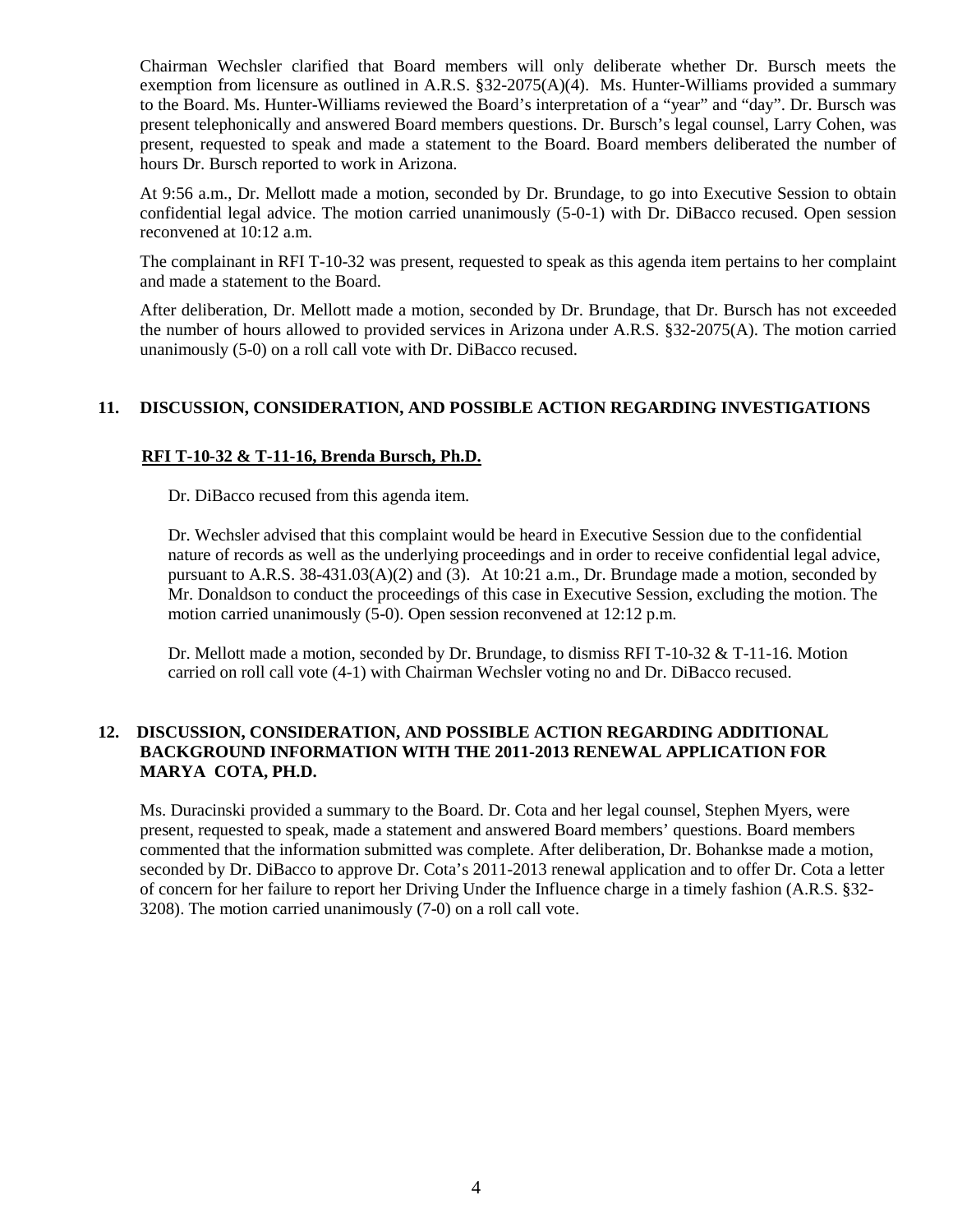Chairman Wechsler clarified that Board members will only deliberate whether Dr. Bursch meets the exemption from licensure as outlined in A.R.S. §32-2075(A)(4). Ms. Hunter-Williams provided a summary to the Board. Ms. Hunter-Williams reviewed the Board's interpretation of a "year" and "day". Dr. Bursch was present telephonically and answered Board members questions. Dr. Bursch's legal counsel, Larry Cohen, was present, requested to speak and made a statement to the Board. Board members deliberated the number of hours Dr. Bursch reported to work in Arizona.

At 9:56 a.m., Dr. Mellott made a motion, seconded by Dr. Brundage, to go into Executive Session to obtain confidential legal advice. The motion carried unanimously (5-0-1) with Dr. DiBacco recused. Open session reconvened at 10:12 a.m.

The complainant in RFI T-10-32 was present, requested to speak as this agenda item pertains to her complaint and made a statement to the Board.

After deliberation, Dr. Mellott made a motion, seconded by Dr. Brundage, that Dr. Bursch has not exceeded the number of hours allowed to provided services in Arizona under A.R.S. §32-2075(A). The motion carried unanimously (5-0) on a roll call vote with Dr. DiBacco recused.

## 11. DISCUSSION, CONSIDERATION, AND POSSIBLE ACTION REGARDING INVESTIGATIONS

**RFI T-10-32 & T-11-16, Brenda Bursch, Ph.D.**

Dr. DiBacco recused from this agenda item.

Dr. Wechsler advised that this complaint would be heard in Executive Session due to the confidential nature of records as well as the underlying proceedings and in order to receive confidential legal advice, pursuant to A.R.S. 38-431.03(A)(2) and (3). At 10:21 a.m., Dr. Brundage made a motion, seconded by Mr. Donaldson to conduct the proceedings of this case in Executive Session, excluding the motion. The motion carried unanimously (5-0). Open session reconvened at 12:12 p.m.

Dr. Mellott made a motion, seconded by Dr. Brundage, to dismiss RFI T-10-32 & T-11-16. Motion carried on roll call vote (4-1) with Chairman Wechsler voting no and Dr. DiBacco recused.

## 12. DISCUSSION, CONSIDERATION, AND POSSIBLE ACTION REGARDING ADDITIONAL BACKGROUND INFORMATION WITH THE 2011-2013 RENEWAL APPLICATION FOR MARYA COTA, PH.D.

Ms. Duracinski provided a summary to the Board. Dr. Cota and her legal counsel, Stephen Myers, were present, requested to speak, made a statement and answered Board members' questions. Board members commented that the information submitted was complete. After deliberation, Dr. Bohankse made a motion, seconded by Dr. DiBacco to approve Dr. Cota's 2011-2013 renewal application and to offer Dr. Cota a letter of concern for her failure to report her Driving Under the Influence charge in a timely fashion (A.R.S. §32-3208). The motion carried unanimously (7-0) on a roll call vote.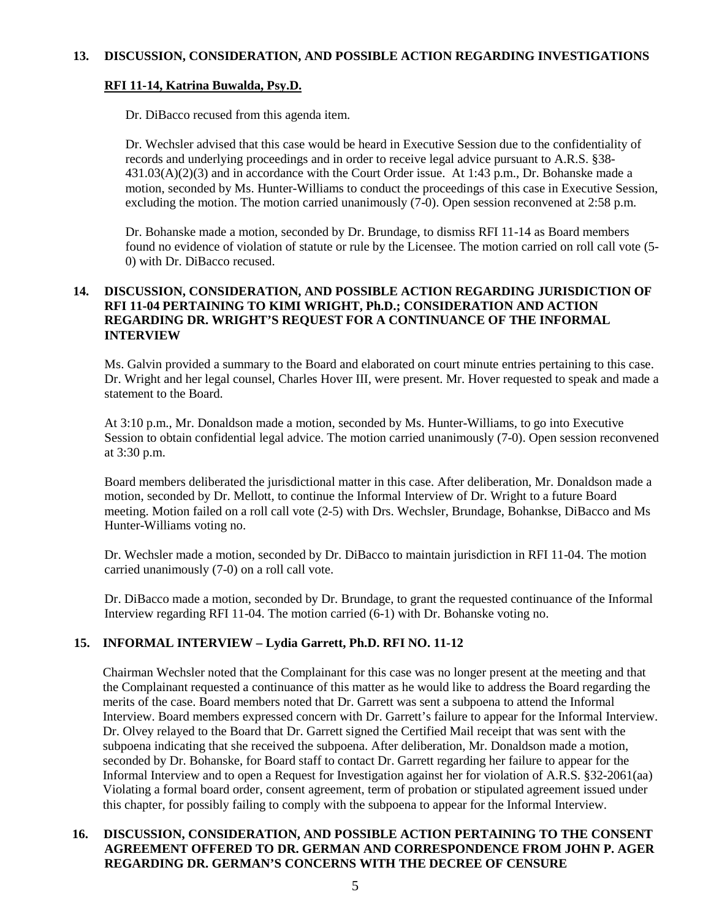## 13. DISCUSSION, CONSIDERATION, AND POSSIBLE ACTION REGARDING INVESTIGATIONS

### RFI 11-14, Katrina Buwalda, Psy.D.

Dr. DiBacco recused from this agenda item.

Dr. Wechsler advised that this case would be heard in Executive Session due to the confidentiality of records and underlying proceedings and in order to receive legal advice pursuant to A.R.S. §38-431.03(A)(2)(3) and in accordance with the Court Order issue. At 1:43 p.m., Dr. Bohanske made a motion, seconded by Ms. Hunter-Williams to conduct the proceedings of this case in Executive Session, excluding the motion. The motion carried unanimously (7-0). Open session reconvened at 2:58 p.m.

Dr. Bohanske made a motion, seconded by Dr. Brundage, to dismiss RFI 11-14 as Board members found no evidence of violation of statute or rule by the Licensee. The motion carried on roll call vote (5-0) with Dr. DiBacco recused.

## 14. DISCUSSION, CONSIDERATION, AND POSSIBLE ACTION REGARDING JURISDICTION OF RFI 11-04 PERTAINING TO KIMI WRIGHT, Ph.D.; CONSIDERATION AND ACTION REGARDING DR. WRIGHT'S REQUEST FOR A CONTINUANCE OF THE INFORMAL INTERVIEW

Ms. Galvin provided a summary to the Board and elaborated on court minute entries pertaining to this case. Dr. Wright and her legal counsel, Charles Hover III, were present. Mr. Hover requested to speak and made a statement to the Board.

At 3:10 p.m., Mr. Donaldson made a motion, seconded by Ms. Hunter-Williams, to go into Executive Session to obtain confidential legal advice. The motion carried unanimously (7-0). Open session reconvened at 3:30 p.m.

Board members deliberated the jurisdictional matter in this case. After deliberation, Mr. Donaldson made a motion, seconded by Dr. Mellott, to continue the Informal Interview of Dr. Wright to a future Board meeting. Motion failed on a roll call vote (2-5) with Drs. Wechsler, Brundage, Bohankse, DiBacco and Ms Hunter-Williams voting no.

Dr. Wechsler made a motion, seconded by Dr. DiBacco to maintain jurisdiction in RFI 11-04. The motion carried unanimously (7-0) on a roll call vote.

Dr. DiBacco made a motion, seconded by Dr. Brundage, to grant the requested continuance of the Informal Interview regarding RFI 11-04. The motion carried (6-1) with Dr. Bohanske voting no.

## 15. INFORMAL INTERVIEW – Lydia Garrett, Ph.D. RFI NO. 11-12

Chairman Wechsler noted that the Complainant for this case was no longer present at the meeting and that the Complainant requested a continuance of this matter as he would like to address the Board regarding the merits of the case. Board members noted that Dr. Garrett was sent a subpoena to attend the Informal Interview. Board members expressed concern with Dr. Garrett's failure to appear for the Informal Interview. Dr. Olvey relayed to the Board that Dr. Garrett signed the Certified Mail receipt that was sent with the subpoena indicating that she received the subpoena. After deliberation, Mr. Donaldson made a motion, seconded by Dr. Bohanske, for Board staff to contact Dr. Garrett regarding her failure to appear for the Informal Interview and to open a Request for Investigation against her for violation of A.R.S. §32-2061(aa) Violating a formal board order, consent agreement, term of probation or stipulated agreement issued under this chapter, for possibly failing to comply with the subpoena to appear for the Informal Interview.

## 16. DISCUSSION, CONSIDERATION, AND POSSIBLE ACTION PERTAINING TO THE CONSENT AGREEMENT OFFERED TO DR. GERMAN AND CORRESPONDENCE FROM JOHN P. AGER REGARDING DR. GERMAN'S CONCERNS WITH THE DECREE OF CENSURE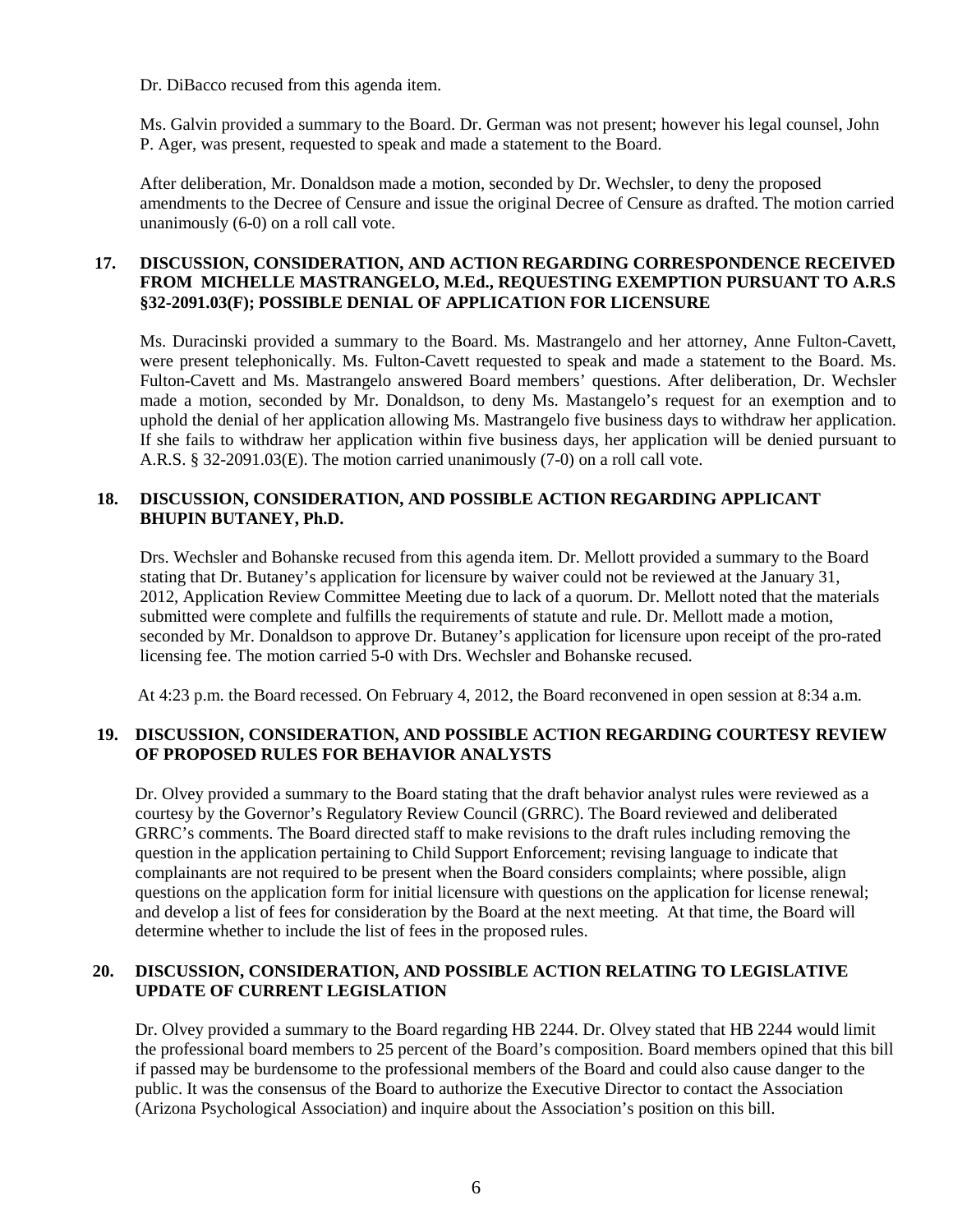Dr. DiBacco recused from this agenda item.

Ms. Galvin provided a summary to the Board. Dr. German was not present; however his legal counsel, John P. Ager, was present, requested to speak and made a statement to the Board.

After deliberation, Mr. Donaldson made a motion, seconded by Dr. Wechsler, to deny the proposed amendments to the Decree of Censure and issue the original Decree of Censure as drafted. The motion carried unanimously (6-0) on a roll call vote.

**17. DISCUSSION, CONSIDERATION, AND ACTION REGARDING CORRESPONDENCE RECEIVED FROM MICHELLE MASTRANGELO, M.Ed., REQUESTING EXEMPTION PURSUANT TO A.R.S §32-2091.03(F); POSSIBLE DENIAL OF APPLICATION FOR LICENSURE**

Ms. Duracinski provided a summary to the Board. Ms. Mastrangelo and her attorney, Anne Fulton-Cavett, were present telephonically. Ms. Fulton-Cavett requested to speak and made a statement to the Board. Ms. Fulton-Cavett and Ms. Mastrangelo answered Board members' questions. After deliberation, Dr. Wechsler made a motion, seconded by Mr. Donaldson, to deny Ms. Mastangelo's request for an exemption and to uphold the denial of her application allowing Ms. Mastrangelo five business days to withdraw her application. If she fails to withdraw her application within five business days, her application will be denied pursuant to A.R.S. § 32-2091.03(E). The motion carried unanimously (7-0) on a roll call vote.

**18. DISCUSSION, CONSIDERATION, AND POSSIBLE ACTION REGARDING APPLICANT BHUPIN BUTANEY, Ph.D.**

Drs. Wechsler and Bohanske recused from this agenda item. Dr. Mellott provided a summary to the Board stating that Dr. Butaney's application for licensure by waiver could not be reviewed at the January 31, 2012, Application Review Committee Meeting due to lack of a quorum. Dr. Mellott noted that the materials submitted were complete and fulfills the requirements of statute and rule. Dr. Mellott made a motion, seconded by Mr. Donaldson to approve Dr. Butaney's application for licensure upon receipt of the pro-rated licensing fee. The motion carried 5-0 with Drs. Wechsler and Bohanske recused.

At 4:23 p.m. the Board recessed. On February 4, 2012, the Board reconvened in open session at 8:34 a.m.

**19. DISCUSSION, CONSIDERATION, AND POSSIBLE ACTION REGARDING COURTESY REVIEW OF PROPOSED RULES FOR BEHAVIOR ANALYSTS**

Dr. Olvey provided a summary to the Board stating that the draft behavior analyst rules were reviewed as a courtesy by the Governor's Regulatory Review Council (GRRC). The Board reviewed and deliberated GRRC's comments. The Board directed staff to make revisions to the draft rules including removing the question in the application pertaining to Child Support Enforcement; revising language to indicate that complainants are not required to be present when the Board considers complaints; where possible, align questions on the application form for initial licensure with questions on the application for license renewal; and develop a list of fees for consideration by the Board at the next meeting. At that time, the Board will determine whether to include the list of fees in the proposed rules.

**20. DISCUSSION, CONSIDERATION, AND POSSIBLE ACTION RELATING TO LEGISLATIVE UPDATE OF CURRENT LEGISLATION**

Dr. Olvey provided a summary to the Board regarding HB 2244. Dr. Olvey stated that HB 2244 would limit the professional board members to 25 percent of the Board's composition. Board members opined that this bill if passed may be burdensome to the professional members of the Board and could also cause danger to the public. It was the consensus of the Board to authorize the Executive Director to contact the Association (Arizona Psychological Association) and inquire about the Association's position on this bill.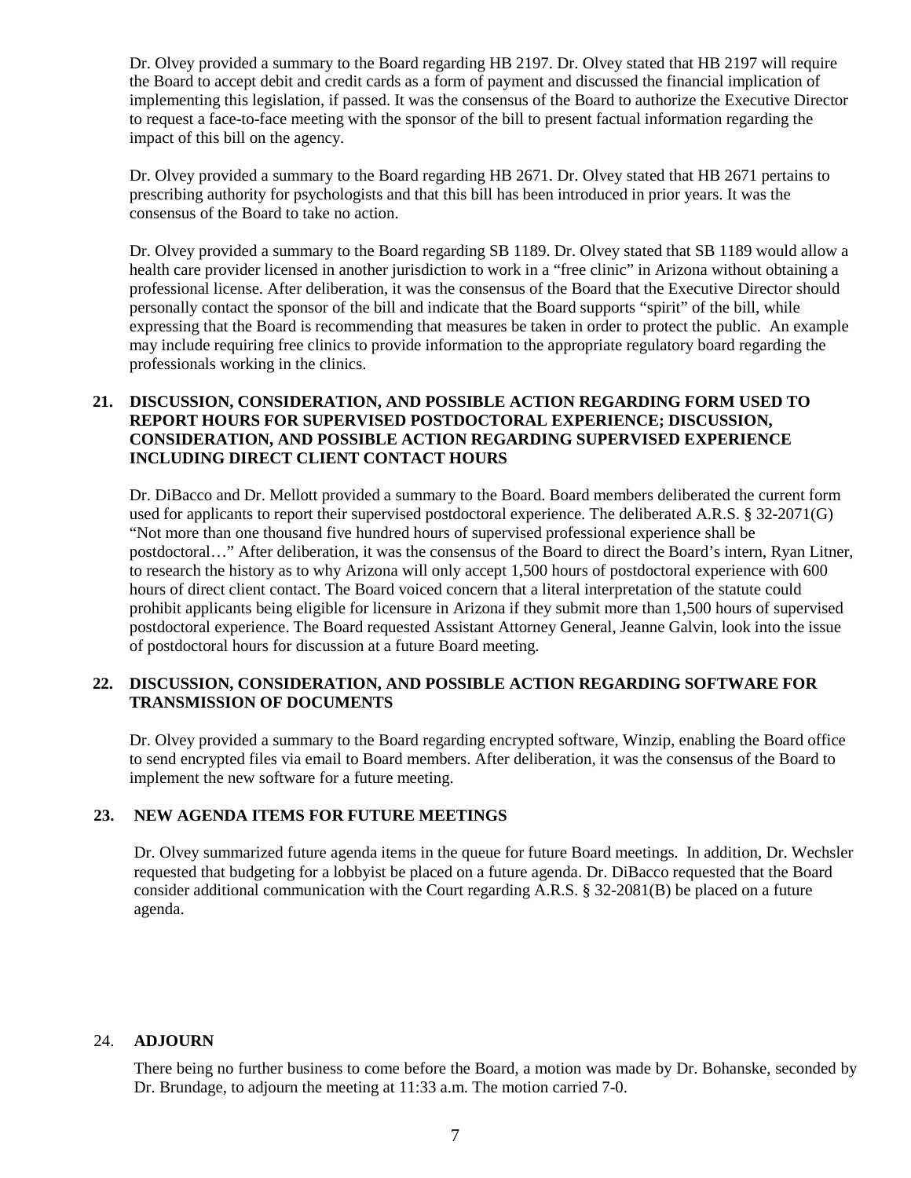Dr. Olvey provided a summary to the Board regarding HB 2197. Dr. Olvey stated that HB 2197 will require the Board to accept debit and credit cards as a form of payment and discussed the financial implication of implementing this legislation, if passed. It was the consensus of the Board to authorize the Executive Director to request a face-to-face meeting with the sponsor of the bill to present factual information regarding the impact of this bill on the agency.

Dr. Olvey provided a summary to the Board regarding HB 2671. Dr. Olvey stated that HB 2671 pertains to prescribing authority for psychologists and that this bill has been introduced in prior years. It was the consensus of the Board to take no action.

Dr. Olvey provided a summary to the Board regarding SB 1189. Dr. Olvey stated that SB 1189 would allow a health care provider licensed in another jurisdiction to work in a "free clinic" in Arizona without obtaining a professional license. After deliberation, it was the consensus of the Board that the Executive Director should personally contact the sponsor of the bill and indicate that the Board supports "spirit" of the bill, while expressing that the Board is recommending that measures be taken in order to protect the public. An example may include requiring free clinics to provide information to the appropriate regulatory board regarding the professionals working in the clinics.

**21. DISCUSSION, CONSIDERATION, AND POSSIBLE ACTION REGARDING FORM USED TO REPORT HOURS FOR SUPERVISED POSTDOCTORAL EXPERIENCE; DISCUSSION, CONSIDERATION, AND POSSIBLE ACTION REGARDING SUPERVISED EXPERIENCE INCLUDING DIRECT CLIENT CONTACT HOURS**

Dr. DiBacco and Dr. Mellott provided a summary to the Board. Board members deliberated the current form used for applicants to report their supervised postdoctoral experience. The deliberated A.R.S. § 32-2071(G) "Not more than one thousand five hundred hours of supervised professional experience shall be postdoctoral…" After deliberation, it was the consensus of the Board to direct the Board's intern, Ryan Litner, to research the history as to why Arizona will only accept 1,500 hours of postdoctoral experience with 600 hours of direct client contact. The Board voiced concern that a literal interpretation of the statute could prohibit applicants being eligible for licensure in Arizona if they submit more than 1,500 hours of supervised postdoctoral experience. The Board requested Assistant Attorney General, Jeanne Galvin, look into the issue of postdoctoral hours for discussion at a future Board meeting.

**22. DISCUSSION, CONSIDERATION, AND POSSIBLE ACTION REGARDING SOFTWARE FOR TRANSMISSION OF DOCUMENTS**

Dr. Olvey provided a summary to the Board regarding encrypted software, Winzip, enabling the Board office to send encrypted files via email to Board members. After deliberation, it was the consensus of the Board to implement the new software for a future meeting.

**23. NEW AGENDA ITEMS FOR FUTURE MEETINGS**

Dr. Olvey summarized future agenda items in the queue for future Board meetings. In addition, Dr. Wechsler requested that budgeting for a lobbyist be placed on a future agenda. Dr. DiBacco requested that the Board consider additional communication with the Court regarding A.R.S. § 32-2081(B) be placed on a future agenda.

24. **ADJOURN**

There being no further business to come before the Board, a motion was made by Dr. Bohanske, seconded by Dr. Brundage, to adjourn the meeting at 11:33 a.m. The motion carried 7-0.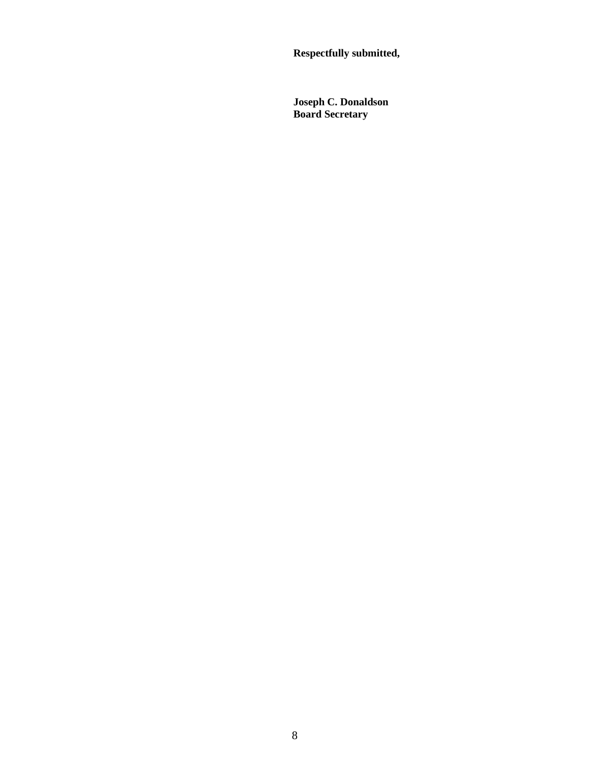**Respectfully submitted,**

**Joseph C. Donaldson**
**Board Secretary**